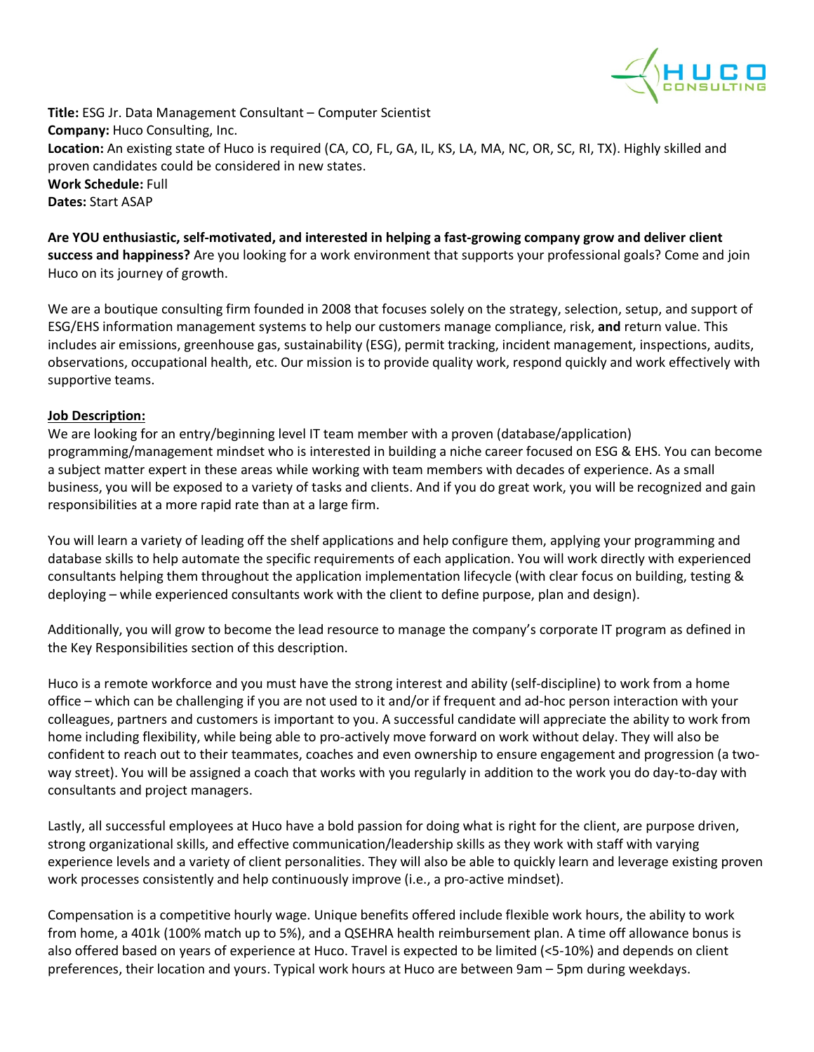**Title:** ESG Jr. Data Management Consultant – Computer Scientist
**Company:** Huco Consulting, Inc.
**Location:** An existing state of Huco is required (CA, CO, FL, GA, IL, KS, LA, MA, NC, OR, SC, RI, TX). Highly skilled and proven candidates could be considered in new states.
**Work Schedule:** Full
**Dates:** Start ASAP

**Are YOU enthusiastic, self-motivated, and interested in helping a fast-growing company grow and deliver client success and happiness?** Are you looking for a work environment that supports your professional goals? Come and join Huco on its journey of growth.

We are a boutique consulting firm founded in 2008 that focuses solely on the strategy, selection, setup, and support of ESG/EHS information management systems to help our customers manage compliance, risk, **and** return value. This includes air emissions, greenhouse gas, sustainability (ESG), permit tracking, incident management, inspections, audits, observations, occupational health, etc. Our mission is to provide quality work, respond quickly and work effectively with supportive teams.

## Job Description:

We are looking for an entry/beginning level IT team member with a proven (database/application) programming/management mindset who is interested in building a niche career focused on ESG & EHS. You can become a subject matter expert in these areas while working with team members with decades of experience. As a small business, you will be exposed to a variety of tasks and clients. And if you do great work, you will be recognized and gain responsibilities at a more rapid rate than at a large firm.

You will learn a variety of leading off the shelf applications and help configure them, applying your programming and database skills to help automate the specific requirements of each application. You will work directly with experienced consultants helping them throughout the application implementation lifecycle (with clear focus on building, testing & deploying – while experienced consultants work with the client to define purpose, plan and design).

Additionally, you will grow to become the lead resource to manage the company's corporate IT program as defined in the Key Responsibilities section of this description.

Huco is a remote workforce and you must have the strong interest and ability (self-discipline) to work from a home office – which can be challenging if you are not used to it and/or if frequent and ad-hoc person interaction with your colleagues, partners and customers is important to you. A successful candidate will appreciate the ability to work from home including flexibility, while being able to pro-actively move forward on work without delay. They will also be confident to reach out to their teammates, coaches and even ownership to ensure engagement and progression (a two-way street). You will be assigned a coach that works with you regularly in addition to the work you do day-to-day with consultants and project managers.

Lastly, all successful employees at Huco have a bold passion for doing what is right for the client, are purpose driven, strong organizational skills, and effective communication/leadership skills as they work with staff with varying experience levels and a variety of client personalities. They will also be able to quickly learn and leverage existing proven work processes consistently and help continuously improve (i.e., a pro-active mindset).

Compensation is a competitive hourly wage. Unique benefits offered include flexible work hours, the ability to work from home, a 401k (100% match up to 5%), and a QSEHRA health reimbursement plan. A time off allowance bonus is also offered based on years of experience at Huco. Travel is expected to be limited (<5-10%) and depends on client preferences, their location and yours. Typical work hours at Huco are between 9am – 5pm during weekdays.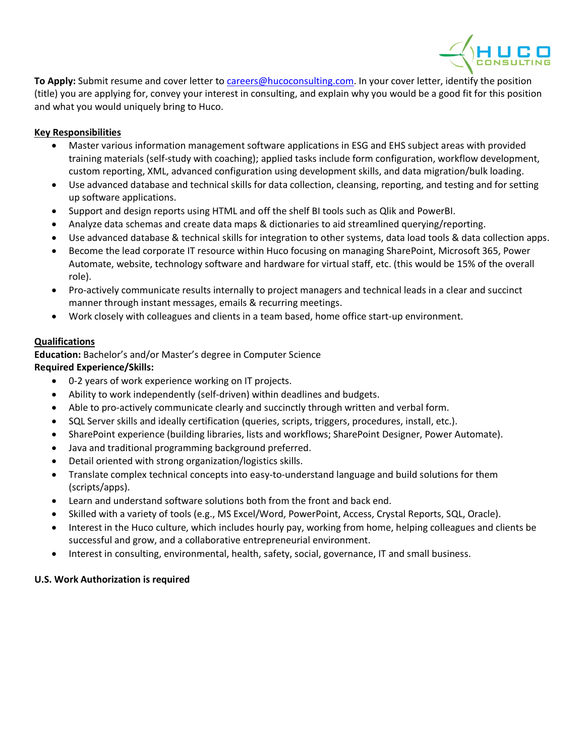**To Apply:** Submit resume and cover letter to careers@hucoconsulting.com. In your cover letter, identify the position (title) you are applying for, convey your interest in consulting, and explain why you would be a good fit for this position and what you would uniquely bring to Huco.

**Key Responsibilities**

- Master various information management software applications in ESG and EHS subject areas with provided training materials (self-study with coaching); applied tasks include form configuration, workflow development, custom reporting, XML, advanced configuration using development skills, and data migration/bulk loading.
- Use advanced database and technical skills for data collection, cleansing, reporting, and testing and for setting up software applications.
- Support and design reports using HTML and off the shelf BI tools such as Qlik and PowerBI.
- Analyze data schemas and create data maps & dictionaries to aid streamlined querying/reporting.
- Use advanced database & technical skills for integration to other systems, data load tools & data collection apps.
- Become the lead corporate IT resource within Huco focusing on managing SharePoint, Microsoft 365, Power Automate, website, technology software and hardware for virtual staff, etc. (this would be 15% of the overall role).
- Pro-actively communicate results internally to project managers and technical leads in a clear and succinct manner through instant messages, emails & recurring meetings.
- Work closely with colleagues and clients in a team based, home office start-up environment.

**Qualifications**

**Education:** Bachelor's and/or Master's degree in Computer Science

**Required Experience/Skills:**

- 0-2 years of work experience working on IT projects.
- Ability to work independently (self-driven) within deadlines and budgets.
- Able to pro-actively communicate clearly and succinctly through written and verbal form.
- SQL Server skills and ideally certification (queries, scripts, triggers, procedures, install, etc.).
- SharePoint experience (building libraries, lists and workflows; SharePoint Designer, Power Automate).
- Java and traditional programming background preferred.
- Detail oriented with strong organization/logistics skills.
- Translate complex technical concepts into easy-to-understand language and build solutions for them (scripts/apps).
- Learn and understand software solutions both from the front and back end.
- Skilled with a variety of tools (e.g., MS Excel/Word, PowerPoint, Access, Crystal Reports, SQL, Oracle).
- Interest in the Huco culture, which includes hourly pay, working from home, helping colleagues and clients be successful and grow, and a collaborative entrepreneurial environment.
- Interest in consulting, environmental, health, safety, social, governance, IT and small business.

**U.S. Work Authorization is required**